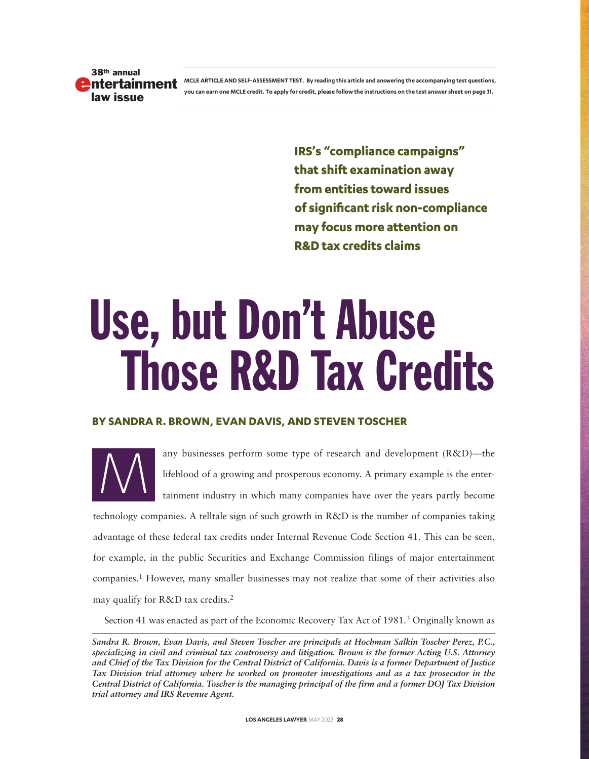38th annual entertainment law issue

MCLE ARTICLE AND SELF-ASSESSMENT TEST. By reading this article and answering the accompanying test questions, you can earn one MCLE credit. To apply for credit, please follow the instructions on the test answer sheet on page 31.

**IRS's "compliance campaigns" that shift examination away from entities toward issues of significant risk non-compliance may focus more attention on R&D tax credits claims**

# Use, but Don't Abuse Those R&D Tax Credits

**BY SANDRA R. BROWN, EVAN DAVIS, AND STEVEN TOSCHER**

Many businesses perform some type of research and development (R&D)—the lifeblood of a growing and prosperous economy. A primary example is the entertainment industry in which many companies have over the years partly become technology companies. A telltale sign of such growth in R&D is the number of companies taking advantage of these federal tax credits under Internal Revenue Code Section 41. This can be seen, for example, in the public Securities and Exchange Commission filings of major entertainment companies.[1] However, many smaller businesses may not realize that some of their activities also may qualify for R&D tax credits.[2]

Section 41 was enacted as part of the Economic Recovery Tax Act of 1981.[3] Originally known as

*Sandra R. Brown, Evan Davis, and Steven Toscher are principals at Hochman Salkin Toscher Perez, P.C., specializing in civil and criminal tax controversy and litigation. Brown is the former Acting U.S. Attorney and Chief of the Tax Division for the Central District of California. Davis is a former Department of Justice Tax Division trial attorney where he worked on promoter investigations and as a tax prosecutor in the Central District of California. Toscher is the managing principal of the firm and a former DOJ Tax Division trial attorney and IRS Revenue Agent.*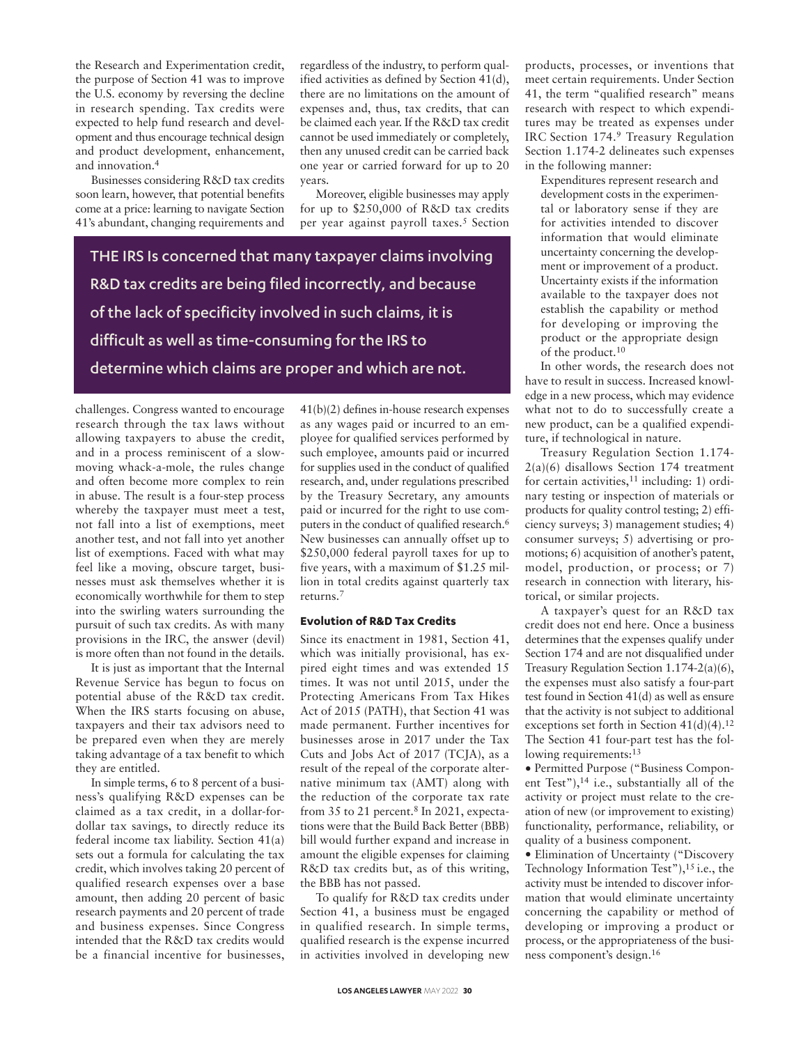the Research and Experimentation credit, the purpose of Section 41 was to improve the U.S. economy by reversing the decline in research spending. Tax credits were expected to help fund research and development and thus encourage technical design and product development, enhancement, and innovation.[4]

Businesses considering R&D tax credits soon learn, however, that potential benefits come at a price: learning to navigate Section 41's abundant, changing requirements and challenges. Congress wanted to encourage research through the tax laws without allowing taxpayers to abuse the credit, and in a process reminiscent of a slow-moving whack-a-mole, the rules change and often become more complex to rein in abuse. The result is a four-step process whereby the taxpayer must meet a test, not fall into a list of exemptions, meet another test, and not fall into yet another list of exemptions. Faced with what may feel like a moving, obscure target, businesses must ask themselves whether it is economically worthwhile for them to step into the swirling waters surrounding the pursuit of such tax credits. As with many provisions in the IRC, the answer (devil) is more often than not found in the details.

It is just as important that the Internal Revenue Service has begun to focus on potential abuse of the R&D tax credit. When the IRS starts focusing on abuse, taxpayers and their tax advisors need to be prepared even when they are merely taking advantage of a tax benefit to which they are entitled.

In simple terms, 6 to 8 percent of a business's qualifying R&D expenses can be claimed as a tax credit, in a dollar-for-dollar tax savings, to directly reduce its federal income tax liability. Section 41(a) sets out a formula for calculating the tax credit, which involves taking 20 percent of qualified research expenses over a base amount, then adding 20 percent of basic research payments and 20 percent of trade and business expenses. Since Congress intended that the R&D tax credits would be a financial incentive for businesses, regardless of the industry, to perform qualified activities as defined by Section 41(d), there are no limitations on the amount of expenses and, thus, tax credits, that can be claimed each year. If the R&D tax credit cannot be used immediately or completely, then any unused credit can be carried back one year or carried forward for up to 20 years.

Moreover, eligible businesses may apply for up to $250,000 of R&D tax credits per year against payroll taxes.[5] Section 41(b)(2) defines in-house research expenses as any wages paid or incurred to an employee for qualified services performed by such employee, amounts paid or incurred for supplies used in the conduct of qualified research, and, under regulations prescribed by the Treasury Secretary, any amounts paid or incurred for the right to use computers in the conduct of qualified research.[6] New businesses can annually offset up to $250,000 federal payroll taxes for up to five years, with a maximum of $1.25 million in total credits against quarterly tax returns.[7]

> THE IRS Is concerned that many taxpayer claims involving R&D tax credits are being filed incorrectly, and because of the lack of specificity involved in such claims, it is difficult as well as time-consuming for the IRS to determine which claims are proper and which are not.

#### Evolution of R&D Tax Credits

Since its enactment in 1981, Section 41, which was initially provisional, has expired eight times and was extended 15 times. It was not until 2015, under the Protecting Americans From Tax Hikes Act of 2015 (PATH), that Section 41 was made permanent. Further incentives for businesses arose in 2017 under the Tax Cuts and Jobs Act of 2017 (TCJA), as a result of the repeal of the corporate alternative minimum tax (AMT) along with the reduction of the corporate tax rate from 35 to 21 percent.[8] In 2021, expectations were that the Build Back Better (BBB) bill would further expand and increase in amount the eligible expenses for claiming R&D tax credits but, as of this writing, the BBB has not passed.

To qualify for R&D tax credits under Section 41, a business must be engaged in qualified research. In simple terms, qualified research is the expense incurred in activities involved in developing new products, processes, or inventions that meet certain requirements. Under Section 41, the term "qualified research" means research with respect to which expenditures may be treated as expenses under IRC Section 174.[9] Treasury Regulation Section 1.174-2 delineates such expenses in the following manner:

> Expenditures represent research and development costs in the experimental or laboratory sense if they are for activities intended to discover information that would eliminate uncertainty concerning the development or improvement of a product. Uncertainty exists if the information available to the taxpayer does not establish the capability or method for developing or improving the product or the appropriate design of the product.[10]

In other words, the research does not have to result in success. Increased knowledge in a new process, which may evidence what not to do to successfully create a new product, can be a qualified expenditure, if technological in nature.

Treasury Regulation Section 1.174-2(a)(6) disallows Section 174 treatment for certain activities,[11] including: 1) ordinary testing or inspection of materials or products for quality control testing; 2) efficiency surveys; 3) management studies; 4) consumer surveys; 5) advertising or promotions; 6) acquisition of another's patent, model, production, or process; or 7) research in connection with literary, historical, or similar projects.

A taxpayer's quest for an R&D tax credit does not end here. Once a business determines that the expenses qualify under Section 174 and are not disqualified under Treasury Regulation Section 1.174-2(a)(6), the expenses must also satisfy a four-part test found in Section 41(d) as well as ensure that the activity is not subject to additional exceptions set forth in Section 41(d)(4).[12] The Section 41 four-part test has the following requirements:[13]

- Permitted Purpose ("Business Component Test"),[14] i.e., substantially all of the activity or project must relate to the creation of new (or improvement to existing) functionality, performance, reliability, or quality of a business component.
- Elimination of Uncertainty ("Discovery Technology Information Test"),[15] i.e., the activity must be intended to discover information that would eliminate uncertainty concerning the capability or method of developing or improving a product or process, or the appropriateness of the business component's design.[16]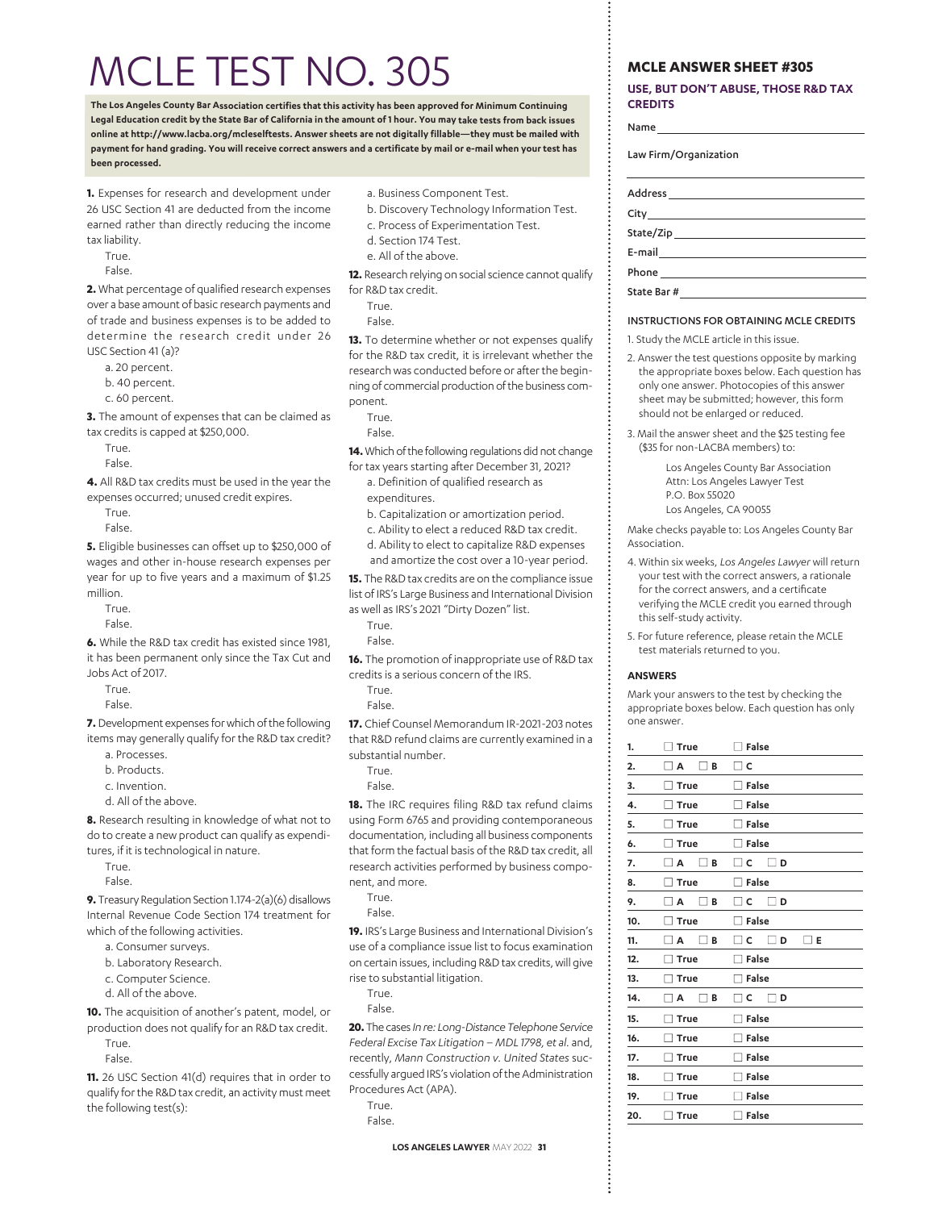# MCLE TEST NO. 305

**The Los Angeles County Bar Association certifies that this activity has been approved for Minimum Continuing Legal Education credit by the State Bar of California in the amount of 1 hour. You may take tests from back issues online at http://www.lacba.org/mcleselftests. Answer sheets are not digitally fillable—they must be mailed with payment for hand grading. You will receive correct answers and a certificate by mail or e-mail when your test has been processed.**

**1.** Expenses for research and development under 26 USC Section 41 are deducted from the income earned rather than directly reducing the income tax liability.

True.
False.

**2.** What percentage of qualified research expenses over a base amount of basic research payments and of trade and business expenses is to be added to determine the research credit under 26 USC Section 41 (a)?

a. 20 percent.
b. 40 percent.
c. 60 percent.

**3.** The amount of expenses that can be claimed as tax credits is capped at $250,000.

True.
False.

**4.** All R&D tax credits must be used in the year the expenses occurred; unused credit expires.

True.
False.

**5.** Eligible businesses can offset up to $250,000 of wages and other in-house research expenses per year for up to five years and a maximum of $1.25 million.

True.
False.

**6.** While the R&D tax credit has existed since 1981, it has been permanent only since the Tax Cut and Jobs Act of 2017.

True.
False.

**7.** Development expenses for which of the following items may generally qualify for the R&D tax credit?

a. Processes.
b. Products.
c. Invention.
d. All of the above.

**8.** Research resulting in knowledge of what not to do to create a new product can qualify as expenditures, if it is technological in nature.

True.
False.

**9.** Treasury Regulation Section 1.174-2(a)(6) disallows Internal Revenue Code Section 174 treatment for which of the following activities.

a. Consumer surveys.
b. Laboratory Research.
c. Computer Science.
d. All of the above.

**10.** The acquisition of another's patent, model, or production does not qualify for an R&D tax credit.

True.
False.

**11.** 26 USC Section 41(d) requires that in order to qualify for the R&D tax credit, an activity must meet the following test(s):

a. Business Component Test.
b. Discovery Technology Information Test.
c. Process of Experimentation Test.
d. Section 174 Test.
e. All of the above.

**12.** Research relying on social science cannot qualify for R&D tax credit.

True.
False.

**13.** To determine whether or not expenses qualify for the R&D tax credit, it is irrelevant whether the research was conducted before or after the beginning of commercial production of the business component.

True.
False.

**14.** Which of the following regulations did not change for tax years starting after December 31, 2021?

a. Definition of qualified research as expenditures.
b. Capitalization or amortization period.
c. Ability to elect a reduced R&D tax credit.
d. Ability to elect to capitalize R&D expenses and amortize the cost over a 10-year period.

**15.** The R&D tax credits are on the compliance issue list of IRS's Large Business and International Division as well as IRS's 2021 "Dirty Dozen" list.

True.
False.

**16.** The promotion of inappropriate use of R&D tax credits is a serious concern of the IRS.

True.
False.

**17.** Chief Counsel Memorandum IR-2021-203 notes that R&D refund claims are currently examined in a substantial number.

True.
False.

**18.** The IRC requires filing R&D tax refund claims using Form 6765 and providing contemporaneous documentation, including all business components that form the factual basis of the R&D tax credit, all research activities performed by business component, and more.

True.
False.

**19.** IRS's Large Business and International Division's use of a compliance issue list to focus examination on certain issues, including R&D tax credits, will give rise to substantial litigation.

True.
False.

**20.** The cases *In re: Long-Distance Telephone Service Federal Excise Tax Litigation – MDL 1798, et al.* and, recently, *Mann Construction v. United States* successfully argued IRS's violation of the Administration Procedures Act (APA).

True.
False.

## MCLE ANSWER SHEET #305

### USE, BUT DON'T ABUSE, THOSE R&D TAX CREDITS

Name ______________________

Law Firm/Organization ______________________

Address ______________________

City ______________________

State/Zip ______________________

E-mail ______________________

Phone ______________________

State Bar # ______________________

### INSTRUCTIONS FOR OBTAINING MCLE CREDITS

1. Study the MCLE article in this issue.
2. Answer the test questions opposite by marking the appropriate boxes below. Each question has only one answer. Photocopies of this answer sheet may be submitted; however, this form should not be enlarged or reduced.
3. Mail the answer sheet and the $25 testing fee ($35 for non-LACBA members) to:

   Los Angeles County Bar Association
   Attn: Los Angeles Lawyer Test
   P.O. Box 55020
   Los Angeles, CA 90055

Make checks payable to: Los Angeles County Bar Association.

4. Within six weeks, *Los Angeles Lawyer* will return your test with the correct answers, a rationale for the correct answers, and a certificate verifying the MCLE credit you earned through this self-study activity.
5. For future reference, please retain the MCLE test materials returned to you.

### ANSWERS

Mark your answers to the test by checking the appropriate boxes below. Each question has only one answer.

| | | | | | |
|---|---|---|---|---|---|
| 1. | ☐ True | ☐ False | | | |
| 2. | ☐ A | ☐ B | ☐ C | | |
| 3. | ☐ True | ☐ False | | | |
| 4. | ☐ True | ☐ False | | | |
| 5. | ☐ True | ☐ False | | | |
| 6. | ☐ True | ☐ False | | | |
| 7. | ☐ A | ☐ B | ☐ C | ☐ D | |
| 8. | ☐ True | ☐ False | | | |
| 9. | ☐ A | ☐ B | ☐ C | ☐ D | |
| 10. | ☐ True | ☐ False | | | |
| 11. | ☐ A | ☐ B | ☐ C | ☐ D | ☐ E |
| 12. | ☐ True | ☐ False | | | |
| 13. | ☐ True | ☐ False | | | |
| 14. | ☐ A | ☐ B | ☐ C | ☐ D | |
| 15. | ☐ True | ☐ False | | | |
| 16. | ☐ True | ☐ False | | | |
| 17. | ☐ True | ☐ False | | | |
| 18. | ☐ True | ☐ False | | | |
| 19. | ☐ True | ☐ False | | | |
| 20. | ☐ True | ☐ False | | | |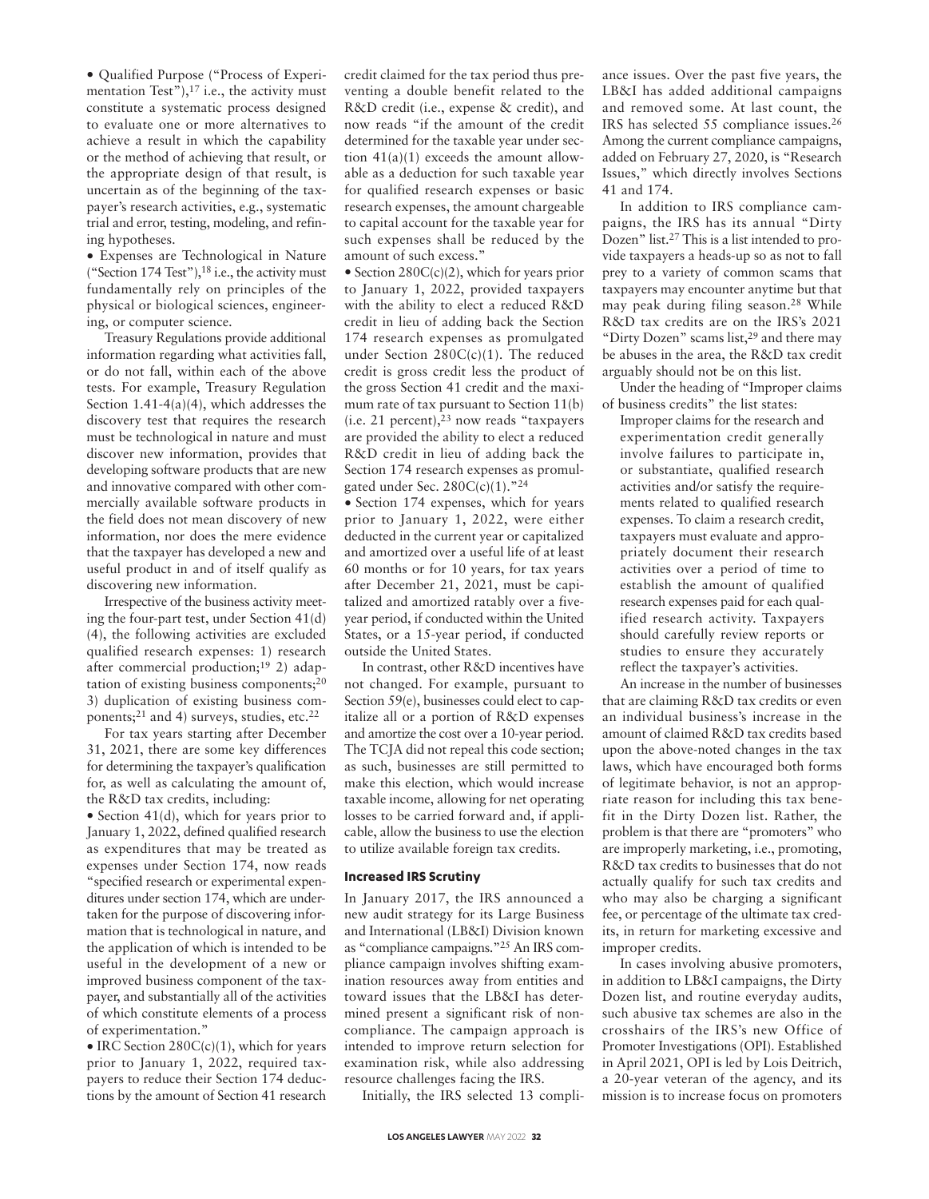• Qualified Purpose ("Process of Experimentation Test"),[17] i.e., the activity must constitute a systematic process designed to evaluate one or more alternatives to achieve a result in which the capability or the method of achieving that result, or the appropriate design of that result, is uncertain as of the beginning of the taxpayer's research activities, e.g., systematic trial and error, testing, modeling, and refining hypotheses.

• Expenses are Technological in Nature ("Section 174 Test"),[18] i.e., the activity must fundamentally rely on principles of the physical or biological sciences, engineering, or computer science.

Treasury Regulations provide additional information regarding what activities fall, or do not fall, within each of the above tests. For example, Treasury Regulation Section 1.41-4(a)(4), which addresses the discovery test that requires the research must be technological in nature and must discover new information, provides that developing software products that are new and innovative compared with other commercially available software products in the field does not mean discovery of new information, nor does the mere evidence that the taxpayer has developed a new and useful product in and of itself qualify as discovering new information.

Irrespective of the business activity meeting the four-part test, under Section 41(d)(4), the following activities are excluded qualified research expenses: 1) research after commercial production;[19] 2) adaptation of existing business components;[20] 3) duplication of existing business components;[21] and 4) surveys, studies, etc.[22]

For tax years starting after December 31, 2021, there are some key differences for determining the taxpayer's qualification for, as well as calculating the amount of, the R&D tax credits, including:

• Section 41(d), which for years prior to January 1, 2022, defined qualified research as expenditures that may be treated as expenses under Section 174, now reads "specified research or experimental expenditures under section 174, which are undertaken for the purpose of discovering information that is technological in nature, and the application of which is intended to be useful in the development of a new or improved business component of the taxpayer, and substantially all of the activities of which constitute elements of a process of experimentation."

• IRC Section 280C(c)(1), which for years prior to January 1, 2022, required taxpayers to reduce their Section 174 deductions by the amount of Section 41 research credit claimed for the tax period thus preventing a double benefit related to the R&D credit (i.e., expense & credit), and now reads "if the amount of the credit determined for the taxable year under section 41(a)(1) exceeds the amount allowable as a deduction for such taxable year for qualified research expenses or basic research expenses, the amount chargeable to capital account for the taxable year for such expenses shall be reduced by the amount of such excess."

• Section 280C(c)(2), which for years prior to January 1, 2022, provided taxpayers with the ability to elect a reduced R&D credit in lieu of adding back the Section 174 research expenses as promulgated under Section 280C(c)(1). The reduced credit is gross credit less the product of the gross Section 41 credit and the maximum rate of tax pursuant to Section 11(b) (i.e. 21 percent),[23] now reads "taxpayers are provided the ability to elect a reduced R&D credit in lieu of adding back the Section 174 research expenses as promulgated under Sec. 280C(c)(1)."[24]

• Section 174 expenses, which for years prior to January 1, 2022, were either deducted in the current year or capitalized and amortized over a useful life of at least 60 months or for 10 years, for tax years after December 21, 2021, must be capitalized and amortized ratably over a five-year period, if conducted within the United States, or a 15-year period, if conducted outside the United States.

In contrast, other R&D incentives have not changed. For example, pursuant to Section 59(e), businesses could elect to capitalize all or a portion of R&D expenses and amortize the cost over a 10-year period. The TCJA did not repeal this code section; as such, businesses are still permitted to make this election, which would increase taxable income, allowing for net operating losses to be carried forward and, if applicable, allow the business to use the election to utilize available foreign tax credits.

#### Increased IRS Scrutiny

In January 2017, the IRS announced a new audit strategy for its Large Business and International (LB&I) Division known as "compliance campaigns."[25] An IRS compliance campaign involves shifting examination resources away from entities and toward issues that the LB&I has determined present a significant risk of noncompliance. The campaign approach is intended to improve return selection for examination risk, while also addressing resource challenges facing the IRS.

Initially, the IRS selected 13 compliance issues. Over the past five years, the LB&I has added additional campaigns and removed some. At last count, the IRS has selected 55 compliance issues.[26] Among the current compliance campaigns, added on February 27, 2020, is "Research Issues," which directly involves Sections 41 and 174.

In addition to IRS compliance campaigns, the IRS has its annual "Dirty Dozen" list.[27] This is a list intended to provide taxpayers a heads-up so as not to fall prey to a variety of common scams that taxpayers may encounter anytime but that may peak during filing season.[28] While R&D tax credits are on the IRS's 2021 "Dirty Dozen" scams list,[29] and there may be abuses in the area, the R&D tax credit arguably should not be on this list.

Under the heading of "Improper claims of business credits" the list states:

> Improper claims for the research and experimentation credit generally involve failures to participate in, or substantiate, qualified research activities and/or satisfy the requirements related to qualified research expenses. To claim a research credit, taxpayers must evaluate and appropriately document their research activities over a period of time to establish the amount of qualified research expenses paid for each qualified research activity. Taxpayers should carefully review reports or studies to ensure they accurately reflect the taxpayer's activities.

An increase in the number of businesses that are claiming R&D tax credits or even an individual business's increase in the amount of claimed R&D tax credits based upon the above-noted changes in the tax laws, which have encouraged both forms of legitimate behavior, is not an appropriate reason for including this tax benefit in the Dirty Dozen list. Rather, the problem is that there are "promoters" who are improperly marketing, i.e., promoting, R&D tax credits to businesses that do not actually qualify for such tax credits and who may also be charging a significant fee, or percentage of the ultimate tax credits, in return for marketing excessive and improper credits.

In cases involving abusive promoters, in addition to LB&I campaigns, the Dirty Dozen list, and routine everyday audits, such abusive tax schemes are also in the crosshairs of the IRS's new Office of Promoter Investigations (OPI). Established in April 2021, OPI is led by Lois Deitrich, a 20-year veteran of the agency, and its mission is to increase focus on promoters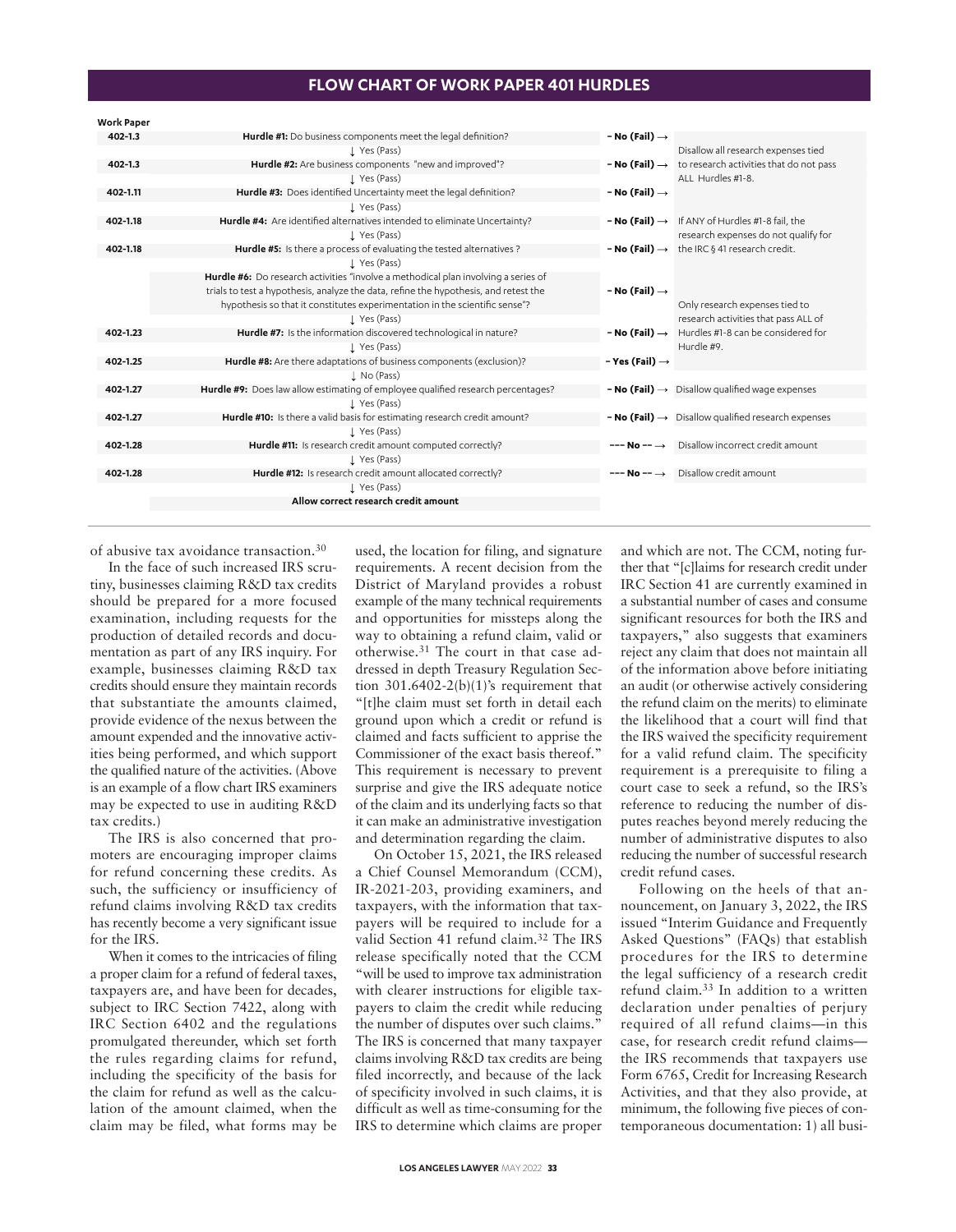## FLOW CHART OF WORK PAPER 401 HURDLES

| Work Paper | Hurdle | If Fail | Result |
|---|---|---|---|
| 402-1.3 | **Hurdle #1:** Do business components meet the legal definition? ↓ Yes (Pass) | – No (Fail) → | Disallow all research expenses tied to research activities that do not pass ALL Hurdles #1-8. |
| 402-1.3 | **Hurdle #2:** Are business components "new and improved"? ↓ Yes (Pass) | – No (Fail) → | |
| 402-1.11 | **Hurdle #3:** Does identified Uncertainty meet the legal definition? ↓ Yes (Pass) | – No (Fail) → | |
| 402-1.18 | **Hurdle #4:** Are identified alternatives intended to eliminate Uncertainty? ↓ Yes (Pass) | – No (Fail) → | If ANY of Hurdles #1-8 fail, the research expenses do not qualify for the IRC § 41 research credit. |
| 402-1.18 | **Hurdle #5:** Is there a process of evaluating the tested alternatives? ↓ Yes (Pass) | – No (Fail) → | |
| | **Hurdle #6:** Do research activities "involve a methodical plan involving a series of trials to test a hypothesis, analyze the data, refine the hypothesis, and retest the hypothesis so that it constitutes experimentation in the scientific sense"? ↓ Yes (Pass) | – No (Fail) → | Only research expenses tied to research activities that pass ALL of Hurdles #1-8 can be considered for Hurdle #9. |
| 402-1.23 | **Hurdle #7:** Is the information discovered technological in nature? ↓ Yes (Pass) | – No (Fail) → | |
| 402-1.25 | **Hurdle #8:** Are there adaptations of business components (exclusion)? ↓ No (Pass) | – Yes (Fail) → | |
| 402-1.27 | **Hurdle #9:** Does law allow estimating of employee qualified research percentages? ↓ Yes (Pass) | – No (Fail) → | Disallow qualified wage expenses |
| 402-1.27 | **Hurdle #10:** Is there a valid basis for estimating research credit amount? ↓ Yes (Pass) | – No (Fail) → | Disallow qualified research expenses |
| 402-1.28 | **Hurdle #11:** Is research credit amount computed correctly? ↓ Yes (Pass) | --- No -- → | Disallow incorrect credit amount |
| 402-1.28 | **Hurdle #12:** Is research credit amount allocated correctly? ↓ Yes (Pass) | --- No -- → | Disallow credit amount |
| | **Allow correct research credit amount** | | |

of abusive tax avoidance transaction.[30]

In the face of such increased IRS scrutiny, businesses claiming R&D tax credits should be prepared for a more focused examination, including requests for the production of detailed records and documentation as part of any IRS inquiry. For example, businesses claiming R&D tax credits should ensure they maintain records that substantiate the amounts claimed, provide evidence of the nexus between the amount expended and the innovative activities being performed, and which support the qualified nature of the activities. (Above is an example of a flow chart IRS examiners may be expected to use in auditing R&D tax credits.)

The IRS is also concerned that promoters are encouraging improper claims for refund concerning these credits. As such, the sufficiency or insufficiency of refund claims involving R&D tax credits has recently become a very significant issue for the IRS.

When it comes to the intricacies of filing a proper claim for a refund of federal taxes, taxpayers are, and have been for decades, subject to IRC Section 7422, along with IRC Section 6402 and the regulations promulgated thereunder, which set forth the rules regarding claims for refund, including the specificity of the basis for the claim for refund as well as the calculation of the amount claimed, when the claim may be filed, what forms may be used, the location for filing, and signature requirements. A recent decision from the District of Maryland provides a robust example of the many technical requirements and opportunities for missteps along the way to obtaining a refund claim, valid or otherwise.[31] The court in that case addressed in depth Treasury Regulation Section 301.6402-2(b)(1)'s requirement that "[t]he claim must set forth in detail each ground upon which a credit or refund is claimed and facts sufficient to apprise the Commissioner of the exact basis thereof." This requirement is necessary to prevent surprise and give the IRS adequate notice of the claim and its underlying facts so that it can make an administrative investigation and determination regarding the claim.

On October 15, 2021, the IRS released a Chief Counsel Memorandum (CCM), IR-2021-203, providing examiners, and taxpayers, with the information that taxpayers will be required to include for a valid Section 41 refund claim.[32] The IRS release specifically noted that the CCM "will be used to improve tax administration with clearer instructions for eligible taxpayers to claim the credit while reducing the number of disputes over such claims." The IRS is concerned that many taxpayer claims involving R&D tax credits are being filed incorrectly, and because of the lack of specificity involved in such claims, it is difficult as well as time-consuming for the IRS to determine which claims are proper and which are not. The CCM, noting further that "[c]laims for research credit under IRC Section 41 are currently examined in a substantial number of cases and consume significant resources for both the IRS and taxpayers," also suggests that examiners reject any claim that does not maintain all of the information above before initiating an audit (or otherwise actively considering the refund claim on the merits) to eliminate the likelihood that a court will find that the IRS waived the specificity requirement for a valid refund claim. The specificity requirement is a prerequisite to filing a court case to seek a refund, so the IRS's reference to reducing the number of disputes reaches beyond merely reducing the number of administrative disputes to also reducing the number of successful research credit refund cases.

Following on the heels of that announcement, on January 3, 2022, the IRS issued "Interim Guidance and Frequently Asked Questions" (FAQs) that establish procedures for the IRS to determine the legal sufficiency of a research credit refund claim.[33] In addition to a written declaration under penalties of perjury required of all refund claims—in this case, for research credit refund claims—the IRS recommends that taxpayers use Form 6765, Credit for Increasing Research Activities, and that they also provide, at minimum, the following five pieces of contemporaneous documentation: 1) all busi-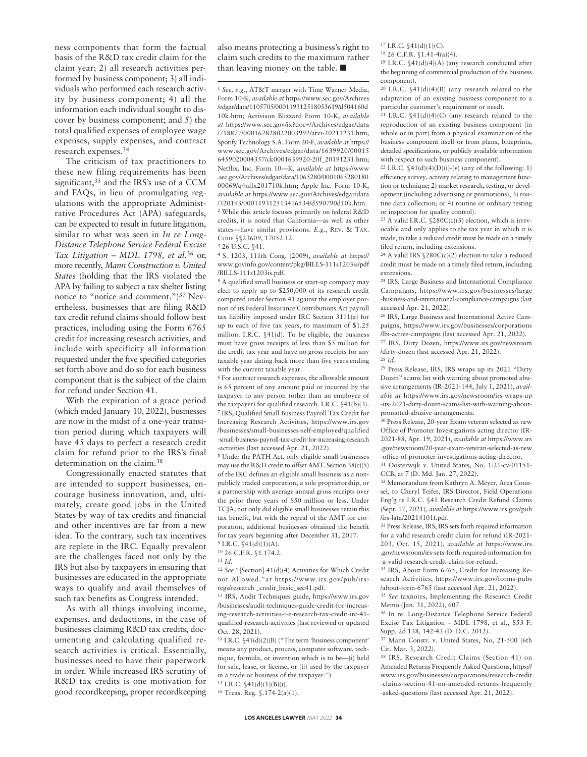ness components that form the factual basis of the R&D tax credit claim for the claim year; 2) all research activities performed by business component; 3) all individuals who performed each research activity by business component; 4) all the information each individual sought to discover by business component; and 5) the total qualified expenses of employee wage expenses, supply expenses, and contract research expenses.[34]

The criticism of tax practitioners to these new filing requirements has been significant,[35] and the IRS's use of a CCM and FAQs, in lieu of promulgating regulations with the appropriate Administrative Procedures Act (APA) safeguards, can be expected to result in future litigation, similar to what was seen in *In re Long-Distance Telephone Service Federal Excise Tax Litigation – MDL 1798, et al.*[36] or, more recently, *Mann Construction v. United States* (holding that the IRS violated the APA by failing to subject a tax shelter listing notice to "notice and comment.")[37] Nevertheless, businesses that are filing R&D tax credit refund claims should follow best practices, including using the Form 6765 credit for increasing research activities, and include with specificity all information requested under the five specified categories set forth above and do so for each business component that is the subject of the claim for refund under Section 41.

With the expiration of a grace period (which ended January 10, 2022), businesses are now in the midst of a one-year transition period during which taxpayers will have 45 days to perfect a research credit claim for refund prior to the IRS's final determination on the claim.[38]

Congressionally enacted statutes that are intended to support businesses, encourage business innovation, and, ultimately, create good jobs in the United States by way of tax credits and financial and other incentives are far from a new idea. To the contrary, such tax incentives are replete in the IRC. Equally prevalent are the challenges faced not only by the IRS but also by taxpayers in ensuring that businesses are educated in the appropriate ways to qualify and avail themselves of such tax benefits as Congress intended.

As with all things involving income, expenses, and deductions, in the case of businesses claiming R&D tax credits, documenting and calculating qualified research activities is critical. Essentially, businesses need to have their paperwork in order. While increased IRS scrutiny of R&D tax credits is one motivation for good recordkeeping, proper recordkeeping also means protecting a business's right to claim such credits to the maximum rather than leaving money on the table. ■

---

[1] *See, e.g.*, AT&T merger with Time Warner Media, Form 10-K, *available at* https://www.sec.gov/Archives/edgar/data/1105705/000119312518053619/d504160d10k.htm; Activison Blizzard Form 10-K, *available at* https://www.sec.gov/ix?doc=/Archives/edgar/data/718877/000162828022003992/atvi-20211231.htm; Spotify Technology S.A. Form 20-F, *available at* https://www.sec.gov/Archives/edgar/data/1639920/000156459020004357/ck0001639920-20f_20191231.htm; Netflix, Inc. Form 10—K, *available at* https://www.sec.gov/Archives/edgar/data/1065280/000106528018000069/q4nflx201710k.htm; Apple Inc. Form 10-K, *available at* https://www.sec.gov/Archives/edgar/data/320193/000119312513416534/d590790d10k.htm.

[2] While this article focuses primarily on federal R&D credits, it is noted that California—as well as other states—have similar provisions. *E.g.*, REV. & TAX. CODE §§23609, 17052.12.

[3] 26 U.S.C. §41.

[4] S. 1203, 111th Cong. (2009), *available at* https://www.govinfo.gov/content/pkg/BILLS-111s1203is/pdf/BILLS-111s1203is.pdf.

[5] A qualified small business or start-up company may elect to apply up to $250,000 of its research credit computed under Section 41 against the employer portion of its Federal Insurance Contributions Act payroll tax liability imposed under IRC Section 3111(a) for up to each of five tax years, to maximum of $1.25 million. I.R.C. §41(d). To be eligible, the business must have gross receipts of less than $5 million for the credit tax year and have no gross receipts for any taxable year dating back more than five years ending with the current taxable year.

[6] For contract research expenses, the allowable amount is 65 percent of any amount paid or incurred by the taxpayer to any person (other than an employee of the taxpayer) for qualified research. I.R.C. §41(b)(3).

[7] IRS, Qualified Small Business Payroll Tax Credit for Increasing Research Activities, https://www.irs.gov/businesses/small-businesses-self-employed/qualified-small-business-payroll-tax-credit-for-increasing-research-activities (last accessed Apr. 21, 2022).

[8] Under the PATH Act, only eligible small businesses may use the R&D credit to offset AMT. Section 38(c)(5) of the IRC defines an eligible small business as a non-publicly traded corporation, a sole proprietorship, or a partnership with average annual gross receipts over the prior three years of $50 million or less. Under TCJA, not only did eligible small businesses retain this tax benefit, but with the repeal of the AMT for corporation, additional businesses obtained the benefit for tax years beginning after December 31, 2017.

[9] I.R.C. §41(d)(1)(A).

[10] 26 C.F.R. §1.174.2.

[11] *Id.*

[12] *See* "[Section] 41(d)(4) Activities for Which Credit not Allowed." at https://www.irs.gov/pub/irs-regs/research _credit_basic_sec41.pdf.

[13] IRS, Audit Techniques guide, https://www.irs.gov/businesses/audit-techniques-guide-credit-for-increasing-research-activities-i-e-research-tax-credit-irc-41-qualified-research-activities (last reviewed or updated Oct. 28, 2021).

[14] I.R.C. §41(d)(2)(B) ("The term 'business component' means any product, process, computer software, technique, formula, or invention which is to be—(i) held for sale, lease, or license, or (ii) used by the taxpayer in a trade or business of the taxpayer.")

[15] I.R.C. §41(d)(1)(B)(i).

[16] Treas. Reg. §.174-2(a)(1).

[17] I.R.C. §41(d)(1)(C).

[18] 26 C.F.R. §1.41-4(a)(4).

[19] I.R.C. §41(d)(4)(A) (any research conducted after the beginning of commercial production of the business component).

[20] I.R.C. §41(d)(4)(B) (any research related to the adaptation of an existing business component to a particular customer's requirement or need).

[21] I.R.C. §41(d)(4)(C) (any research related to the reproduction of an existing business component (in whole or in part) from a physical examination of the business component itself or from plans, blueprints, detailed specifications, or publicly available information with respect to such business component).

[22] I.R.C. §41(d)(4)(D)(i)-(v) (any of the following: 1) efficiency survey, activity relating to management function or technique; 2) market research, testing, or development (including advertising or promotions); 3) routine data collection; or 4) routine or ordinary testing or inspection for quality control).

[23] A valid I.R.C. §280C(c)(3) election, which is irrevocable and only applies to the tax year in which it is made, to take a reduced credit must be made on a timely filed return, including extensions.

[24] A valid IRS §280C(c)(2) election to take a reduced credit must be made on a timely filed return, including extensions.

[25] IRS, Large Business and International Compliance Campaigns, https://www.irs.gov/businesses/large-business-and-international-compliance-campaigns (last accessed Apr. 21, 2022).

[26] IRS, Large Business and International Active Campaigns, https://www.irs.gov/businesses/corporations/lbi-active-campaigns (last accessed Apr. 21, 2022).

[27] IRS, Dirty Dozen, https://www.irs.gov/newsroom/dirty-dozen (last accessed Apr. 21, 2022).

[28] *Id.*

[29] Press Release, IRS, IRS wraps up its 2021 "Dirty Dozen" scams list with warning about promoted abusive arrangements (IR-2021-144, July 1, 2021), *available at* https://www.irs.gov/newsroom/irs-wraps-up-its-2021-dirty-dozen-scams-list-with-warning-about-promoted-abusive-arrangements.

[30] Press Release, 20-year Exam veteran selected as new Office of Promoter Investigations acting director (IR-2021-88, Apr. 19, 2021), *available at* https://www.irs.gov/newsroom/20-year-exam-veteran-selected-as-new-office-of-promoter-investigations-acting-director.

[31] Oosterwijk v. United States, No. 1:21-cv-01151-CCB, at 7 (D. Md. Jan. 27, 2022).

[32] Memorandum from Kathryn A. Meyer, Area Counsel, to Cheryl Teifer, IRS Director, Field Operations Eng'g re I.R.C. §41 Research Credit Refund Claims (Sept. 17, 2021), *available at* https://www.irs.gov/pub/irs-lafa/20214101f.pdf.

[33] Press Release, IRS, IRS sets forth required information for a valid research credit claim for refund (IR-2021-203, Oct. 15, 2021), *available at* https://www.irs.gov/newsroom/irs-sets-forth-required-information-for-a-valid-research-credit-claim-for-refund.

[34] IRS, About Form 6765, Credit for Increasing Research Activities, https://www.irs.gov/forms-pubs/about-form-6765 (last accessed Apr. 21, 2022).

[35] *See* taxnotes, Implementing the Research Credit Memo (Jan. 31, 2022), 607.

[36] In re: Long-Distance Telephone Service Federal Excise Tax Litigation – MDL 1798, et al., 853 F. Supp. 2d 138, 142-43 (D. D.C. 2012).

[37] Mann Constr. v. United States, No, 21-500 (6th Cir. Mar. 3, 2022).

[38] IRS, Research Credit Claims (Section 41) on Amended Returns Frequently Asked Questions, https://www.irs.gov/businesses/corporations/research-credit-claims-section-41-on-amended-returns-frequently-asked-questions (last accessed Apr. 21, 2022).